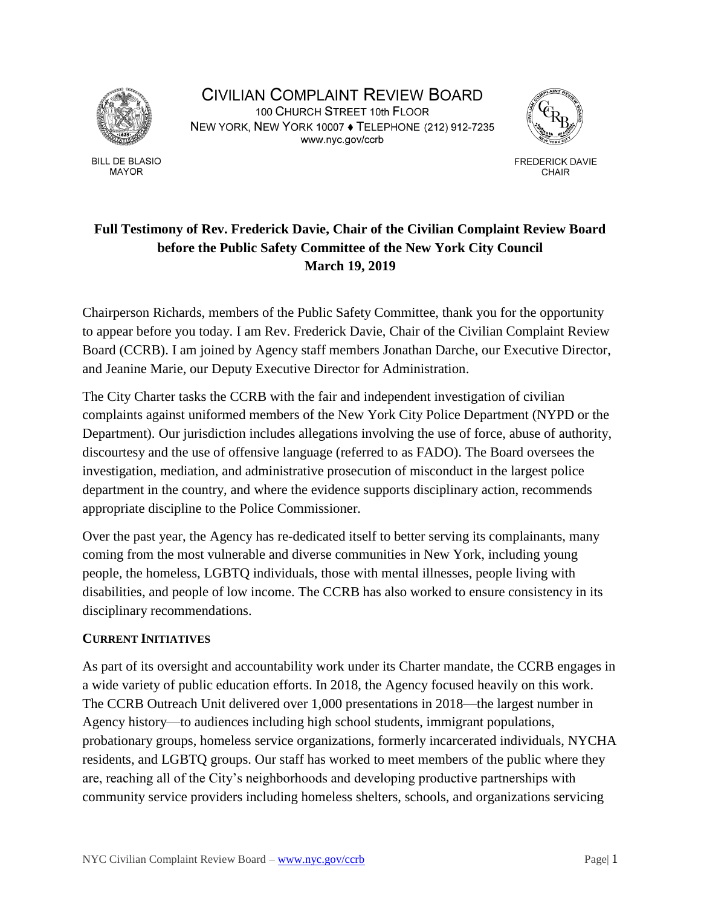CIVILIAN COMPLAINT REVIEW BOARD
100 CHURCH STREET 10th FLOOR
NEW YORK, NEW YORK 10007 ♦ TELEPHONE (212) 912-7235
www.nyc.gov/ccrb

BILL DE BLASIO
MAYOR

FREDERICK DAVIE
CHAIR

**Full Testimony of Rev. Frederick Davie, Chair of the Civilian Complaint Review Board before the Public Safety Committee of the New York City Council**
**March 19, 2019**

Chairperson Richards, members of the Public Safety Committee, thank you for the opportunity to appear before you today. I am Rev. Frederick Davie, Chair of the Civilian Complaint Review Board (CCRB). I am joined by Agency staff members Jonathan Darche, our Executive Director, and Jeanine Marie, our Deputy Executive Director for Administration.

The City Charter tasks the CCRB with the fair and independent investigation of civilian complaints against uniformed members of the New York City Police Department (NYPD or the Department). Our jurisdiction includes allegations involving the use of force, abuse of authority, discourtesy and the use of offensive language (referred to as FADO). The Board oversees the investigation, mediation, and administrative prosecution of misconduct in the largest police department in the country, and where the evidence supports disciplinary action, recommends appropriate discipline to the Police Commissioner.

Over the past year, the Agency has re-dedicated itself to better serving its complainants, many coming from the most vulnerable and diverse communities in New York, including young people, the homeless, LGBTQ individuals, those with mental illnesses, people living with disabilities, and people of low income. The CCRB has also worked to ensure consistency in its disciplinary recommendations.

**CURRENT INITIATIVES**

As part of its oversight and accountability work under its Charter mandate, the CCRB engages in a wide variety of public education efforts. In 2018, the Agency focused heavily on this work. The CCRB Outreach Unit delivered over 1,000 presentations in 2018—the largest number in Agency history—to audiences including high school students, immigrant populations, probationary groups, homeless service organizations, formerly incarcerated individuals, NYCHA residents, and LGBTQ groups. Our staff has worked to meet members of the public where they are, reaching all of the City's neighborhoods and developing productive partnerships with community service providers including homeless shelters, schools, and organizations servicing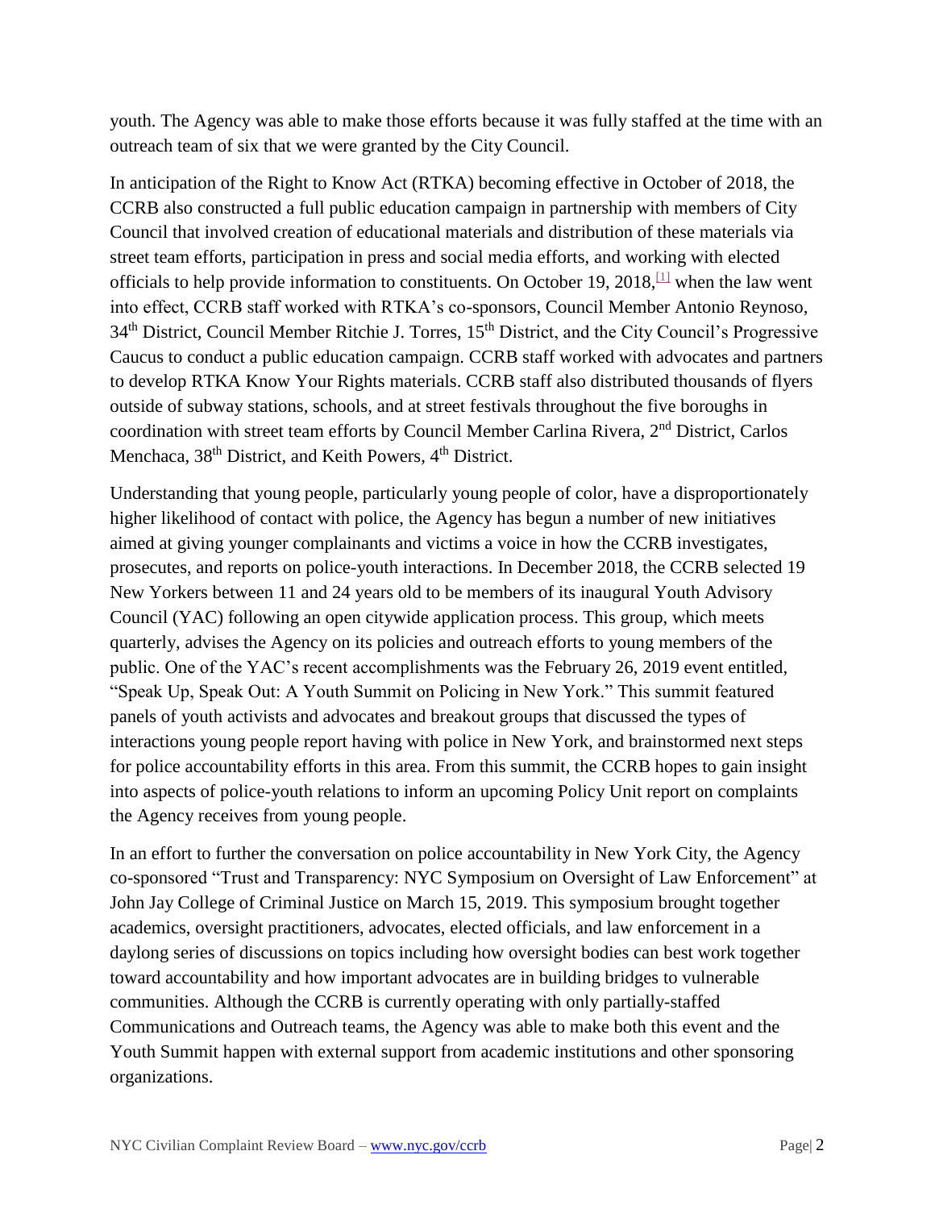youth. The Agency was able to make those efforts because it was fully staffed at the time with an outreach team of six that we were granted by the City Council.

In anticipation of the Right to Know Act (RTKA) becoming effective in October of 2018, the CCRB also constructed a full public education campaign in partnership with members of City Council that involved creation of educational materials and distribution of these materials via street team efforts, participation in press and social media efforts, and working with elected officials to help provide information to constituents. On October 19, 2018,[1] when the law went into effect, CCRB staff worked with RTKA's co-sponsors, Council Member Antonio Reynoso, 34th District, Council Member Ritchie J. Torres, 15th District, and the City Council's Progressive Caucus to conduct a public education campaign. CCRB staff worked with advocates and partners to develop RTKA Know Your Rights materials. CCRB staff also distributed thousands of flyers outside of subway stations, schools, and at street festivals throughout the five boroughs in coordination with street team efforts by Council Member Carlina Rivera, 2nd District, Carlos Menchaca, 38th District, and Keith Powers, 4th District.

Understanding that young people, particularly young people of color, have a disproportionately higher likelihood of contact with police, the Agency has begun a number of new initiatives aimed at giving younger complainants and victims a voice in how the CCRB investigates, prosecutes, and reports on police-youth interactions. In December 2018, the CCRB selected 19 New Yorkers between 11 and 24 years old to be members of its inaugural Youth Advisory Council (YAC) following an open citywide application process. This group, which meets quarterly, advises the Agency on its policies and outreach efforts to young members of the public. One of the YAC's recent accomplishments was the February 26, 2019 event entitled, "Speak Up, Speak Out: A Youth Summit on Policing in New York." This summit featured panels of youth activists and advocates and breakout groups that discussed the types of interactions young people report having with police in New York, and brainstormed next steps for police accountability efforts in this area. From this summit, the CCRB hopes to gain insight into aspects of police-youth relations to inform an upcoming Policy Unit report on complaints the Agency receives from young people.

In an effort to further the conversation on police accountability in New York City, the Agency co-sponsored "Trust and Transparency: NYC Symposium on Oversight of Law Enforcement" at John Jay College of Criminal Justice on March 15, 2019. This symposium brought together academics, oversight practitioners, advocates, elected officials, and law enforcement in a daylong series of discussions on topics including how oversight bodies can best work together toward accountability and how important advocates are in building bridges to vulnerable communities. Although the CCRB is currently operating with only partially-staffed Communications and Outreach teams, the Agency was able to make both this event and the Youth Summit happen with external support from academic institutions and other sponsoring organizations.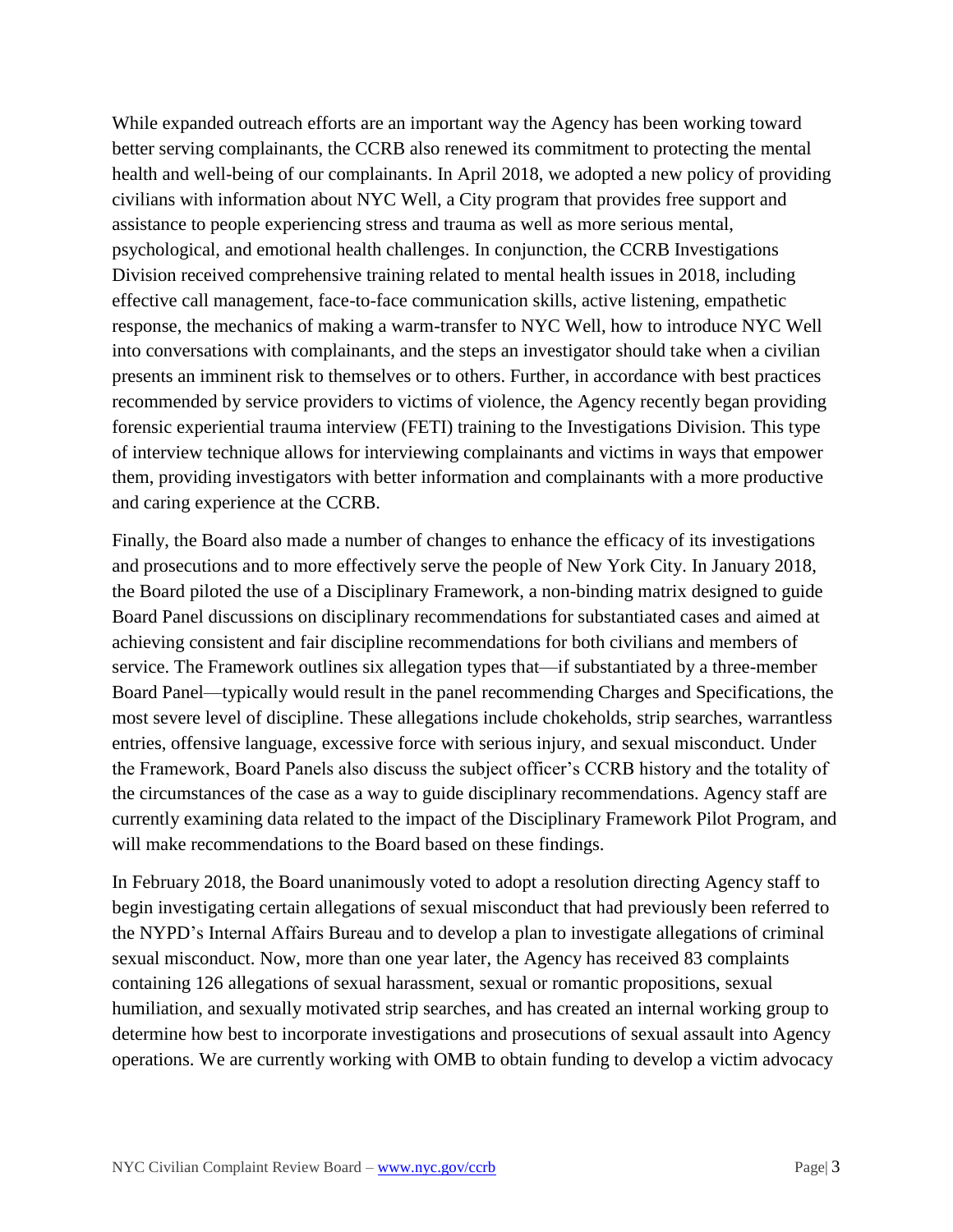While expanded outreach efforts are an important way the Agency has been working toward better serving complainants, the CCRB also renewed its commitment to protecting the mental health and well-being of our complainants. In April 2018, we adopted a new policy of providing civilians with information about NYC Well, a City program that provides free support and assistance to people experiencing stress and trauma as well as more serious mental, psychological, and emotional health challenges. In conjunction, the CCRB Investigations Division received comprehensive training related to mental health issues in 2018, including effective call management, face-to-face communication skills, active listening, empathetic response, the mechanics of making a warm-transfer to NYC Well, how to introduce NYC Well into conversations with complainants, and the steps an investigator should take when a civilian presents an imminent risk to themselves or to others. Further, in accordance with best practices recommended by service providers to victims of violence, the Agency recently began providing forensic experiential trauma interview (FETI) training to the Investigations Division. This type of interview technique allows for interviewing complainants and victims in ways that empower them, providing investigators with better information and complainants with a more productive and caring experience at the CCRB.

Finally, the Board also made a number of changes to enhance the efficacy of its investigations and prosecutions and to more effectively serve the people of New York City. In January 2018, the Board piloted the use of a Disciplinary Framework, a non-binding matrix designed to guide Board Panel discussions on disciplinary recommendations for substantiated cases and aimed at achieving consistent and fair discipline recommendations for both civilians and members of service. The Framework outlines six allegation types that—if substantiated by a three-member Board Panel—typically would result in the panel recommending Charges and Specifications, the most severe level of discipline. These allegations include chokeholds, strip searches, warrantless entries, offensive language, excessive force with serious injury, and sexual misconduct. Under the Framework, Board Panels also discuss the subject officer's CCRB history and the totality of the circumstances of the case as a way to guide disciplinary recommendations. Agency staff are currently examining data related to the impact of the Disciplinary Framework Pilot Program, and will make recommendations to the Board based on these findings.

In February 2018, the Board unanimously voted to adopt a resolution directing Agency staff to begin investigating certain allegations of sexual misconduct that had previously been referred to the NYPD's Internal Affairs Bureau and to develop a plan to investigate allegations of criminal sexual misconduct. Now, more than one year later, the Agency has received 83 complaints containing 126 allegations of sexual harassment, sexual or romantic propositions, sexual humiliation, and sexually motivated strip searches, and has created an internal working group to determine how best to incorporate investigations and prosecutions of sexual assault into Agency operations. We are currently working with OMB to obtain funding to develop a victim advocacy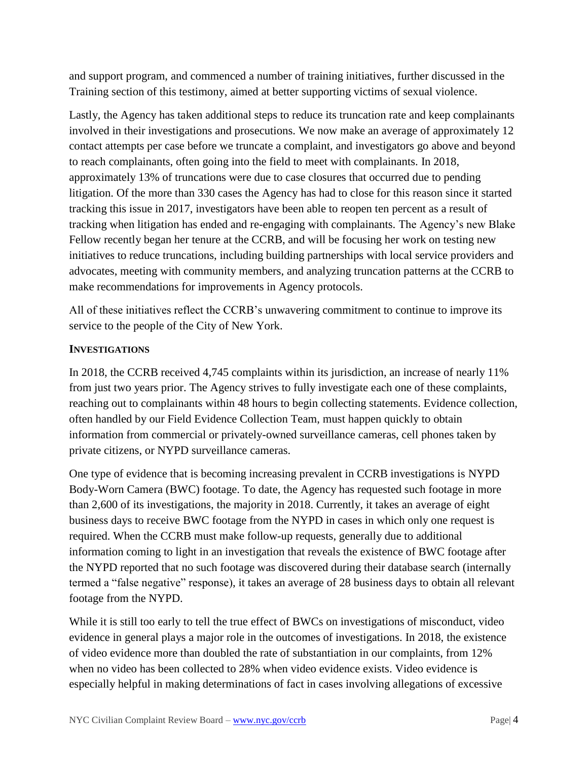and support program, and commenced a number of training initiatives, further discussed in the Training section of this testimony, aimed at better supporting victims of sexual violence.

Lastly, the Agency has taken additional steps to reduce its truncation rate and keep complainants involved in their investigations and prosecutions. We now make an average of approximately 12 contact attempts per case before we truncate a complaint, and investigators go above and beyond to reach complainants, often going into the field to meet with complainants. In 2018, approximately 13% of truncations were due to case closures that occurred due to pending litigation. Of the more than 330 cases the Agency has had to close for this reason since it started tracking this issue in 2017, investigators have been able to reopen ten percent as a result of tracking when litigation has ended and re-engaging with complainants. The Agency's new Blake Fellow recently began her tenure at the CCRB, and will be focusing her work on testing new initiatives to reduce truncations, including building partnerships with local service providers and advocates, meeting with community members, and analyzing truncation patterns at the CCRB to make recommendations for improvements in Agency protocols.

All of these initiatives reflect the CCRB's unwavering commitment to continue to improve its service to the people of the City of New York.

## INVESTIGATIONS

In 2018, the CCRB received 4,745 complaints within its jurisdiction, an increase of nearly 11% from just two years prior. The Agency strives to fully investigate each one of these complaints, reaching out to complainants within 48 hours to begin collecting statements. Evidence collection, often handled by our Field Evidence Collection Team, must happen quickly to obtain information from commercial or privately-owned surveillance cameras, cell phones taken by private citizens, or NYPD surveillance cameras.

One type of evidence that is becoming increasing prevalent in CCRB investigations is NYPD Body-Worn Camera (BWC) footage. To date, the Agency has requested such footage in more than 2,600 of its investigations, the majority in 2018. Currently, it takes an average of eight business days to receive BWC footage from the NYPD in cases in which only one request is required. When the CCRB must make follow-up requests, generally due to additional information coming to light in an investigation that reveals the existence of BWC footage after the NYPD reported that no such footage was discovered during their database search (internally termed a "false negative" response), it takes an average of 28 business days to obtain all relevant footage from the NYPD.

While it is still too early to tell the true effect of BWCs on investigations of misconduct, video evidence in general plays a major role in the outcomes of investigations. In 2018, the existence of video evidence more than doubled the rate of substantiation in our complaints, from 12% when no video has been collected to 28% when video evidence exists. Video evidence is especially helpful in making determinations of fact in cases involving allegations of excessive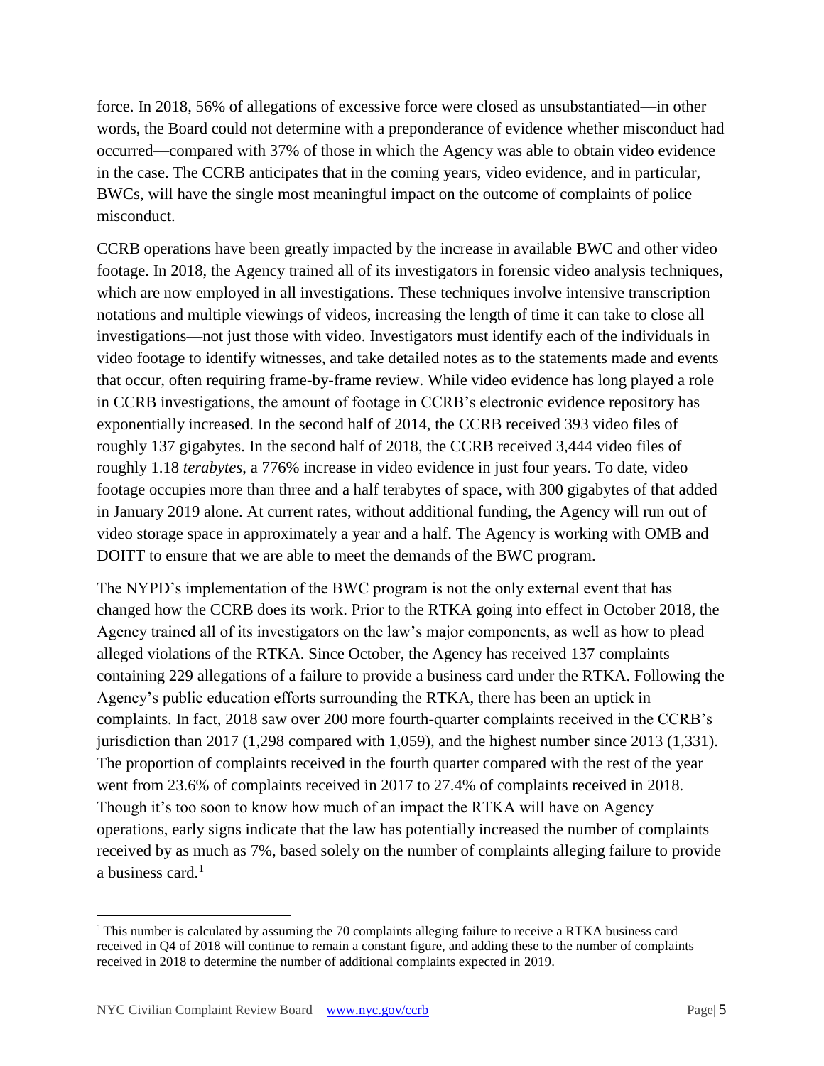force. In 2018, 56% of allegations of excessive force were closed as unsubstantiated—in other words, the Board could not determine with a preponderance of evidence whether misconduct had occurred—compared with 37% of those in which the Agency was able to obtain video evidence in the case. The CCRB anticipates that in the coming years, video evidence, and in particular, BWCs, will have the single most meaningful impact on the outcome of complaints of police misconduct.

CCRB operations have been greatly impacted by the increase in available BWC and other video footage. In 2018, the Agency trained all of its investigators in forensic video analysis techniques, which are now employed in all investigations. These techniques involve intensive transcription notations and multiple viewings of videos, increasing the length of time it can take to close all investigations—not just those with video. Investigators must identify each of the individuals in video footage to identify witnesses, and take detailed notes as to the statements made and events that occur, often requiring frame-by-frame review. While video evidence has long played a role in CCRB investigations, the amount of footage in CCRB's electronic evidence repository has exponentially increased. In the second half of 2014, the CCRB received 393 video files of roughly 137 gigabytes. In the second half of 2018, the CCRB received 3,444 video files of roughly 1.18 *terabytes*, a 776% increase in video evidence in just four years. To date, video footage occupies more than three and a half terabytes of space, with 300 gigabytes of that added in January 2019 alone. At current rates, without additional funding, the Agency will run out of video storage space in approximately a year and a half. The Agency is working with OMB and DOITT to ensure that we are able to meet the demands of the BWC program.

The NYPD's implementation of the BWC program is not the only external event that has changed how the CCRB does its work. Prior to the RTKA going into effect in October 2018, the Agency trained all of its investigators on the law's major components, as well as how to plead alleged violations of the RTKA. Since October, the Agency has received 137 complaints containing 229 allegations of a failure to provide a business card under the RTKA. Following the Agency's public education efforts surrounding the RTKA, there has been an uptick in complaints. In fact, 2018 saw over 200 more fourth-quarter complaints received in the CCRB's jurisdiction than 2017 (1,298 compared with 1,059), and the highest number since 2013 (1,331). The proportion of complaints received in the fourth quarter compared with the rest of the year went from 23.6% of complaints received in 2017 to 27.4% of complaints received in 2018. Though it's too soon to know how much of an impact the RTKA will have on Agency operations, early signs indicate that the law has potentially increased the number of complaints received by as much as 7%, based solely on the number of complaints alleging failure to provide a business card.[1]

---

[1] This number is calculated by assuming the 70 complaints alleging failure to receive a RTKA business card received in Q4 of 2018 will continue to remain a constant figure, and adding these to the number of complaints received in 2018 to determine the number of additional complaints expected in 2019.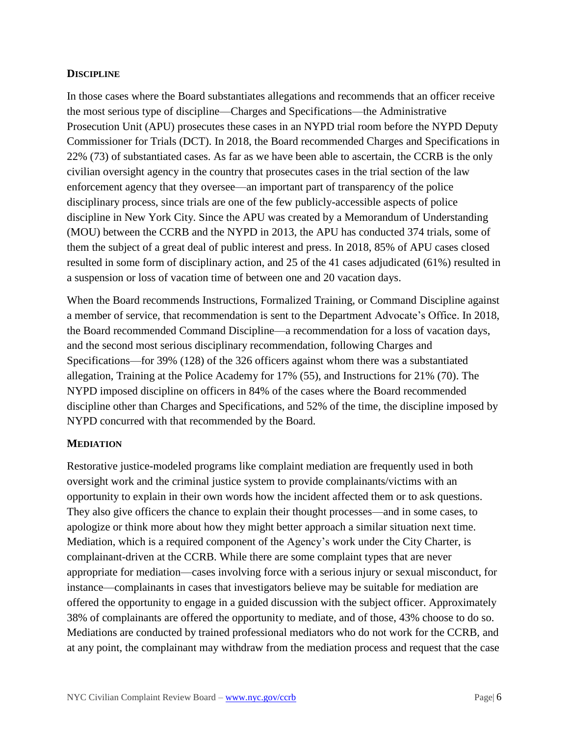### Discipline

In those cases where the Board substantiates allegations and recommends that an officer receive the most serious type of discipline—Charges and Specifications—the Administrative Prosecution Unit (APU) prosecutes these cases in an NYPD trial room before the NYPD Deputy Commissioner for Trials (DCT). In 2018, the Board recommended Charges and Specifications in 22% (73) of substantiated cases. As far as we have been able to ascertain, the CCRB is the only civilian oversight agency in the country that prosecutes cases in the trial section of the law enforcement agency that they oversee—an important part of transparency of the police disciplinary process, since trials are one of the few publicly-accessible aspects of police discipline in New York City. Since the APU was created by a Memorandum of Understanding (MOU) between the CCRB and the NYPD in 2013, the APU has conducted 374 trials, some of them the subject of a great deal of public interest and press. In 2018, 85% of APU cases closed resulted in some form of disciplinary action, and 25 of the 41 cases adjudicated (61%) resulted in a suspension or loss of vacation time of between one and 20 vacation days.

When the Board recommends Instructions, Formalized Training, or Command Discipline against a member of service, that recommendation is sent to the Department Advocate's Office. In 2018, the Board recommended Command Discipline—a recommendation for a loss of vacation days, and the second most serious disciplinary recommendation, following Charges and Specifications—for 39% (128) of the 326 officers against whom there was a substantiated allegation, Training at the Police Academy for 17% (55), and Instructions for 21% (70). The NYPD imposed discipline on officers in 84% of the cases where the Board recommended discipline other than Charges and Specifications, and 52% of the time, the discipline imposed by NYPD concurred with that recommended by the Board.

### Mediation

Restorative justice-modeled programs like complaint mediation are frequently used in both oversight work and the criminal justice system to provide complainants/victims with an opportunity to explain in their own words how the incident affected them or to ask questions. They also give officers the chance to explain their thought processes—and in some cases, to apologize or think more about how they might better approach a similar situation next time. Mediation, which is a required component of the Agency's work under the City Charter, is complainant-driven at the CCRB. While there are some complaint types that are never appropriate for mediation—cases involving force with a serious injury or sexual misconduct, for instance—complainants in cases that investigators believe may be suitable for mediation are offered the opportunity to engage in a guided discussion with the subject officer. Approximately 38% of complainants are offered the opportunity to mediate, and of those, 43% choose to do so. Mediations are conducted by trained professional mediators who do not work for the CCRB, and at any point, the complainant may withdraw from the mediation process and request that the case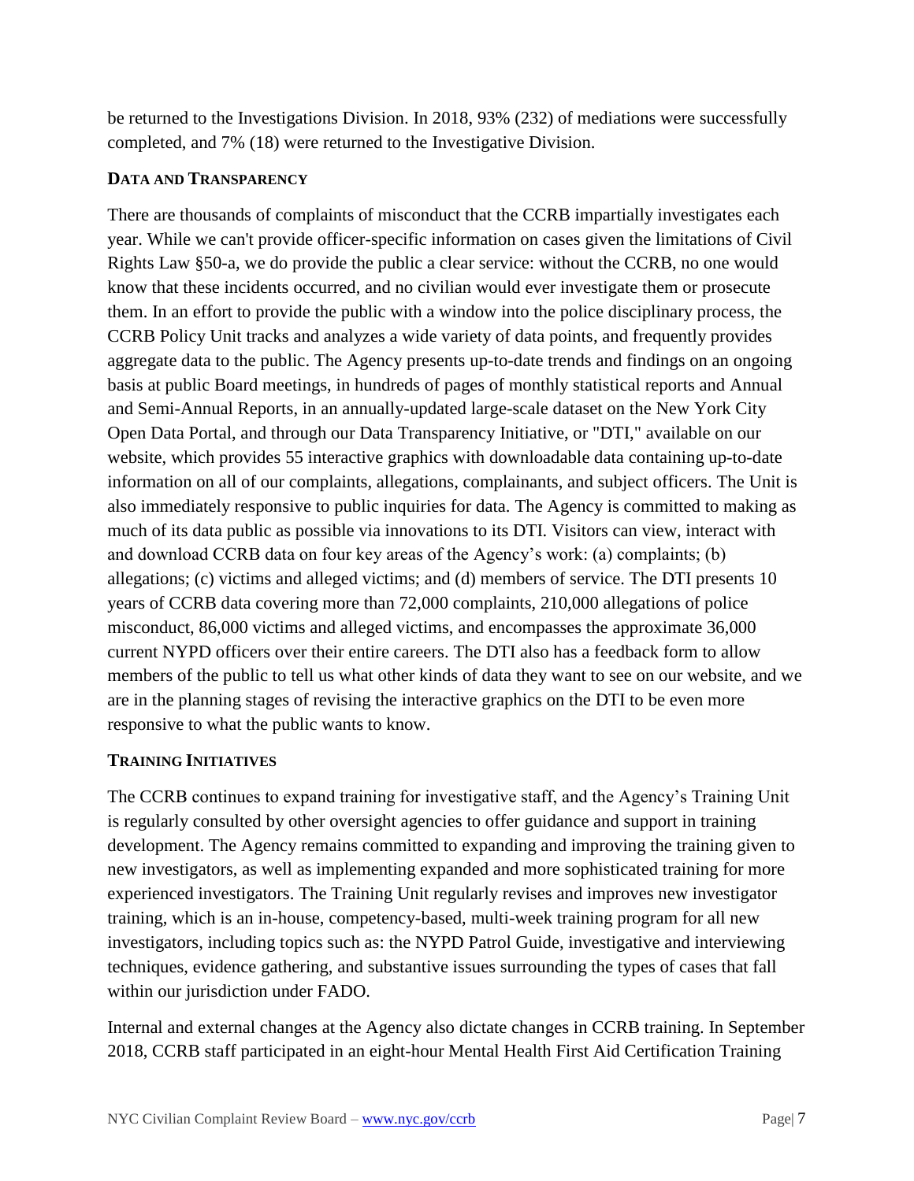be returned to the Investigations Division. In 2018, 93% (232) of mediations were successfully completed, and 7% (18) were returned to the Investigative Division.

### Data and Transparency

There are thousands of complaints of misconduct that the CCRB impartially investigates each year. While we can't provide officer-specific information on cases given the limitations of Civil Rights Law §50-a, we do provide the public a clear service: without the CCRB, no one would know that these incidents occurred, and no civilian would ever investigate them or prosecute them. In an effort to provide the public with a window into the police disciplinary process, the CCRB Policy Unit tracks and analyzes a wide variety of data points, and frequently provides aggregate data to the public. The Agency presents up-to-date trends and findings on an ongoing basis at public Board meetings, in hundreds of pages of monthly statistical reports and Annual and Semi-Annual Reports, in an annually-updated large-scale dataset on the New York City Open Data Portal, and through our Data Transparency Initiative, or "DTI," available on our website, which provides 55 interactive graphics with downloadable data containing up-to-date information on all of our complaints, allegations, complainants, and subject officers. The Unit is also immediately responsive to public inquiries for data. The Agency is committed to making as much of its data public as possible via innovations to its DTI. Visitors can view, interact with and download CCRB data on four key areas of the Agency's work: (a) complaints; (b) allegations; (c) victims and alleged victims; and (d) members of service. The DTI presents 10 years of CCRB data covering more than 72,000 complaints, 210,000 allegations of police misconduct, 86,000 victims and alleged victims, and encompasses the approximate 36,000 current NYPD officers over their entire careers. The DTI also has a feedback form to allow members of the public to tell us what other kinds of data they want to see on our website, and we are in the planning stages of revising the interactive graphics on the DTI to be even more responsive to what the public wants to know.

### Training Initiatives

The CCRB continues to expand training for investigative staff, and the Agency's Training Unit is regularly consulted by other oversight agencies to offer guidance and support in training development. The Agency remains committed to expanding and improving the training given to new investigators, as well as implementing expanded and more sophisticated training for more experienced investigators. The Training Unit regularly revises and improves new investigator training, which is an in-house, competency-based, multi-week training program for all new investigators, including topics such as: the NYPD Patrol Guide, investigative and interviewing techniques, evidence gathering, and substantive issues surrounding the types of cases that fall within our jurisdiction under FADO.

Internal and external changes at the Agency also dictate changes in CCRB training. In September 2018, CCRB staff participated in an eight-hour Mental Health First Aid Certification Training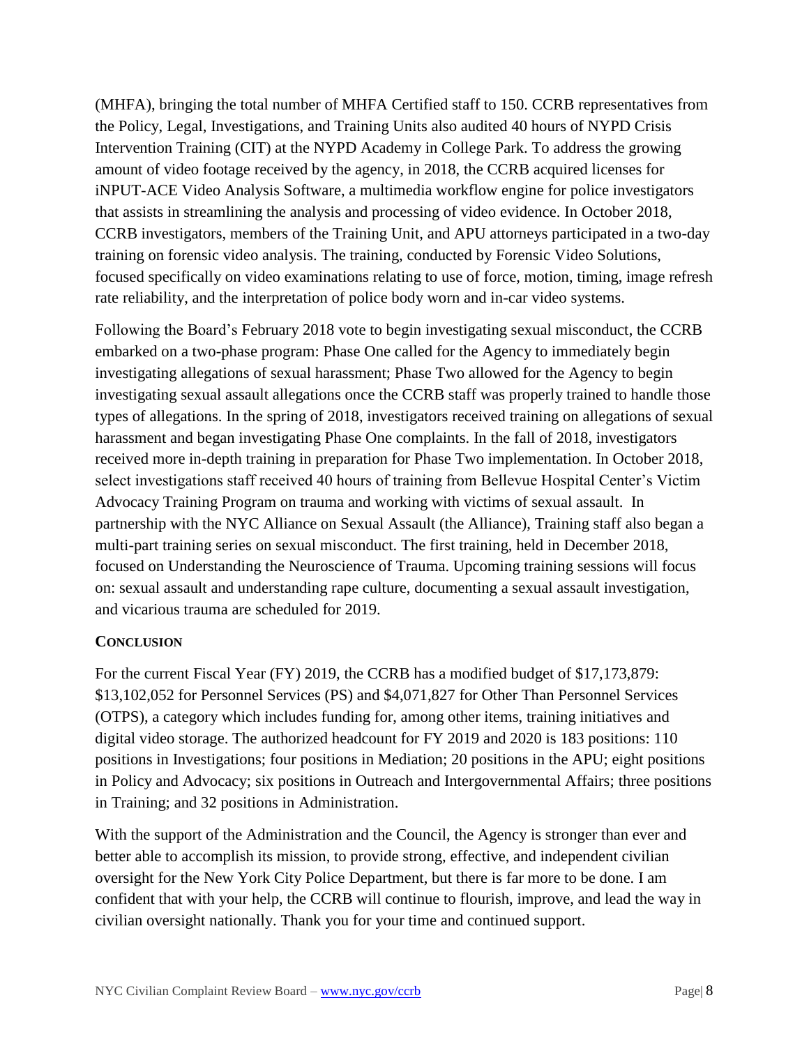(MHFA), bringing the total number of MHFA Certified staff to 150. CCRB representatives from the Policy, Legal, Investigations, and Training Units also audited 40 hours of NYPD Crisis Intervention Training (CIT) at the NYPD Academy in College Park. To address the growing amount of video footage received by the agency, in 2018, the CCRB acquired licenses for iNPUT-ACE Video Analysis Software, a multimedia workflow engine for police investigators that assists in streamlining the analysis and processing of video evidence. In October 2018, CCRB investigators, members of the Training Unit, and APU attorneys participated in a two-day training on forensic video analysis. The training, conducted by Forensic Video Solutions, focused specifically on video examinations relating to use of force, motion, timing, image refresh rate reliability, and the interpretation of police body worn and in-car video systems.

Following the Board's February 2018 vote to begin investigating sexual misconduct, the CCRB embarked on a two-phase program: Phase One called for the Agency to immediately begin investigating allegations of sexual harassment; Phase Two allowed for the Agency to begin investigating sexual assault allegations once the CCRB staff was properly trained to handle those types of allegations. In the spring of 2018, investigators received training on allegations of sexual harassment and began investigating Phase One complaints. In the fall of 2018, investigators received more in-depth training in preparation for Phase Two implementation. In October 2018, select investigations staff received 40 hours of training from Bellevue Hospital Center's Victim Advocacy Training Program on trauma and working with victims of sexual assault. In partnership with the NYC Alliance on Sexual Assault (the Alliance), Training staff also began a multi-part training series on sexual misconduct. The first training, held in December 2018, focused on Understanding the Neuroscience of Trauma. Upcoming training sessions will focus on: sexual assault and understanding rape culture, documenting a sexual assault investigation, and vicarious trauma are scheduled for 2019.

## CONCLUSION

For the current Fiscal Year (FY) 2019, the CCRB has a modified budget of $17,173,879: $13,102,052 for Personnel Services (PS) and $4,071,827 for Other Than Personnel Services (OTPS), a category which includes funding for, among other items, training initiatives and digital video storage. The authorized headcount for FY 2019 and 2020 is 183 positions: 110 positions in Investigations; four positions in Mediation; 20 positions in the APU; eight positions in Policy and Advocacy; six positions in Outreach and Intergovernmental Affairs; three positions in Training; and 32 positions in Administration.

With the support of the Administration and the Council, the Agency is stronger than ever and better able to accomplish its mission, to provide strong, effective, and independent civilian oversight for the New York City Police Department, but there is far more to be done. I am confident that with your help, the CCRB will continue to flourish, improve, and lead the way in civilian oversight nationally. Thank you for your time and continued support.